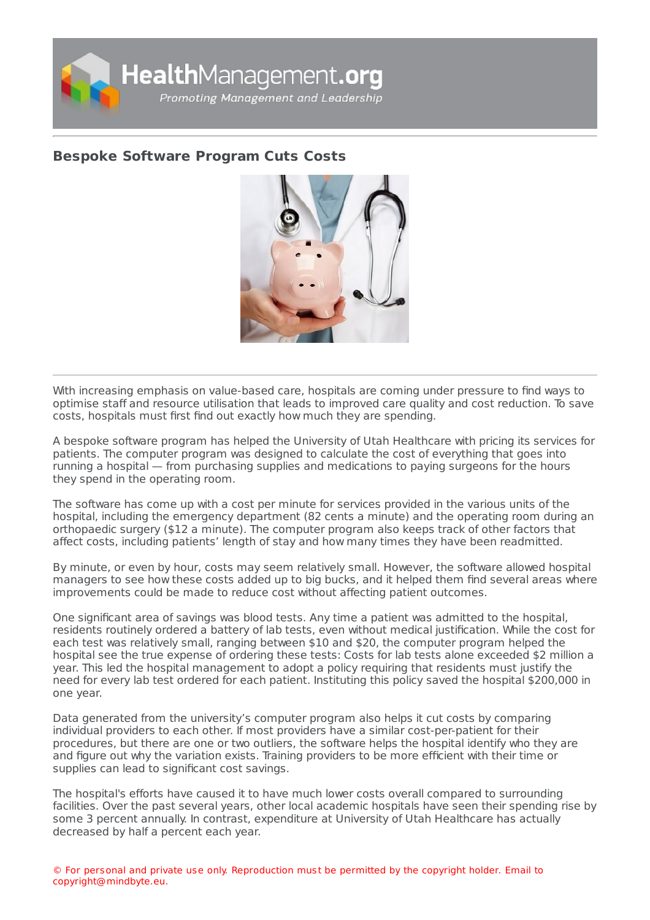# Bespoke Software Program Cuts Costs

With increasing emphasis on value-based care, hospitals are coming under pressure to find ways to optimise staff and resource utilisation that leads to improved care quality and cost reduction. To save costs, hospitals must first find out exactly how much they are spending.

A bespoke software program has helped the University of Utah Healthcare with pricing its services for patients. The computer program was designed to calculate the cost of everything that goes into running a hospital — from purchasing supplies and medications to paying surgeons for the hours they spend in the operating room.

The software has come up with a cost per minute for services provided in the various units of the hospital, including the emergency department (82 cents a minute) and the operating room during an orthopaedic surgery ($12 a minute). The computer program also keeps track of other factors that affect costs, including patients' length of stay and how many times they have been readmitted.

By minute, or even by hour, costs may seem relatively small. However, the software allowed hospital managers to see how these costs added up to big bucks, and it helped them find several areas where improvements could be made to reduce cost without affecting patient outcomes.

One significant area of savings was blood tests. Any time a patient was admitted to the hospital, residents routinely ordered a battery of lab tests, even without medical justification. While the cost for each test was relatively small, ranging between $10 and $20, the computer program helped the hospital see the true expense of ordering these tests: Costs for lab tests alone exceeded $2 million a year. This led the hospital management to adopt a policy requiring that residents must justify the need for every lab test ordered for each patient. Instituting this policy saved the hospital $200,000 in one year.

Data generated from the university's computer program also helps it cut costs by comparing individual providers to each other. If most providers have a similar cost-per-patient for their procedures, but there are one or two outliers, the software helps the hospital identify who they are and figure out why the variation exists. Training providers to be more efficient with their time or supplies can lead to significant cost savings.

The hospital's efforts have caused it to have much lower costs overall compared to surrounding facilities. Over the past several years, other local academic hospitals have seen their spending rise by some 3 percent annually. In contrast, expenditure at University of Utah Healthcare has actually decreased by half a percent each year.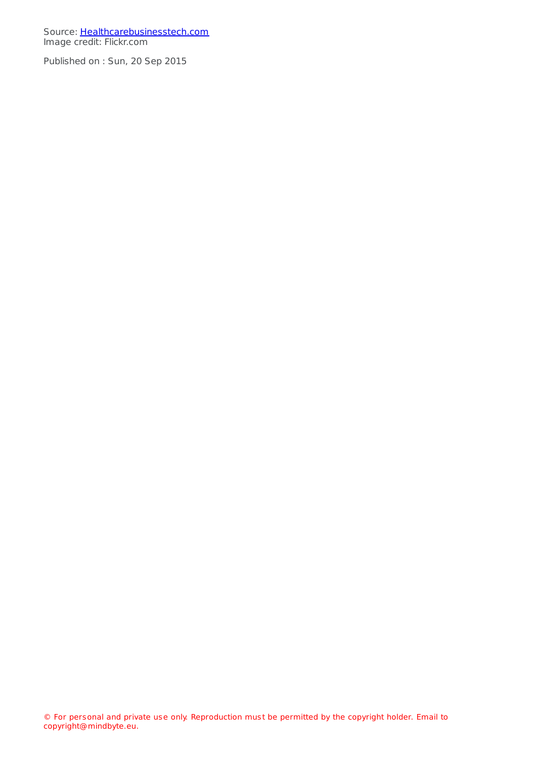Source: [Healthcarebusinesstech.com](Healthcarebusinesstech.com)
Image credit: Flickr.com

Published on : Sun, 20 Sep 2015

© For personal and private use only. Reproduction must be permitted by the copyright holder. Email to copyright@mindbyte.eu.